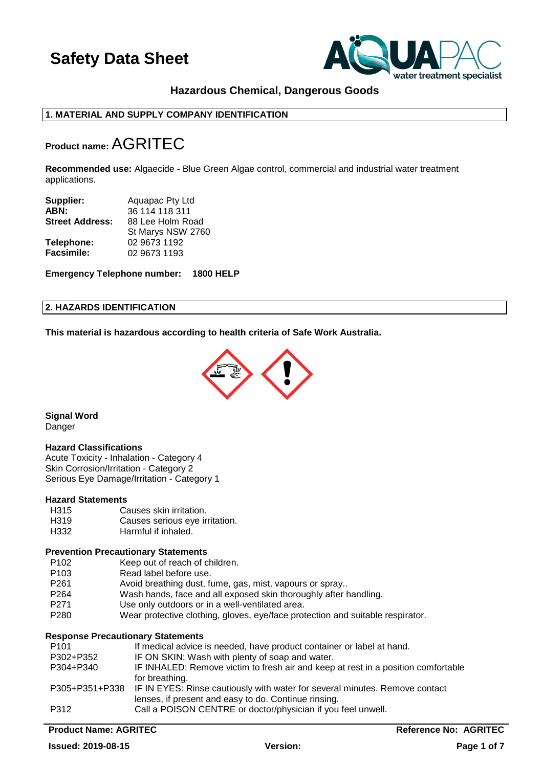# Safety Data Sheet

### Hazardous Chemical, Dangerous Goods

## 1. MATERIAL AND SUPPLY COMPANY IDENTIFICATION

**Product name:** AGRITEC

**Recommended use:** Algaecide - Blue Green Algae control, commercial and industrial water treatment applications.

| | |
|---|---|
| **Supplier:** | Aquapac Pty Ltd |
| **ABN:** | 36 114 118 311 |
| **Street Address:** | 88 Lee Holm Road<br>St Marys NSW 2760 |
| **Telephone:** | 02 9673 1192 |
| **Facsimile:** | 02 9673 1193 |

**Emergency Telephone number: 1800 HELP**

## 2. HAZARDS IDENTIFICATION

**This material is hazardous according to health criteria of Safe Work Australia.**

**Signal Word**
Danger

**Hazard Classifications**
Acute Toxicity - Inhalation - Category 4
Skin Corrosion/Irritation - Category 2
Serious Eye Damage/Irritation - Category 1

**Hazard Statements**

| | |
|---|---|
| H315 | Causes skin irritation. |
| H319 | Causes serious eye irritation. |
| H332 | Harmful if inhaled. |

**Prevention Precautionary Statements**

| | |
|---|---|
| P102 | Keep out of reach of children. |
| P103 | Read label before use. |
| P261 | Avoid breathing dust, fume, gas, mist, vapours or spray.. |
| P264 | Wash hands, face and all exposed skin thoroughly after handling. |
| P271 | Use only outdoors or in a well-ventilated area. |
| P280 | Wear protective clothing, gloves, eye/face protection and suitable respirator. |

**Response Precautionary Statements**

| | |
|---|---|
| P101 | If medical advice is needed, have product container or label at hand. |
| P302+P352 | IF ON SKIN: Wash with plenty of soap and water. |
| P304+P340 | IF INHALED: Remove victim to fresh air and keep at rest in a position comfortable for breathing. |
| P305+P351+P338 | IF IN EYES: Rinse cautiously with water for several minutes. Remove contact lenses, if present and easy to do. Continue rinsing. |
| P312 | Call a POISON CENTRE or doctor/physician if you feel unwell. |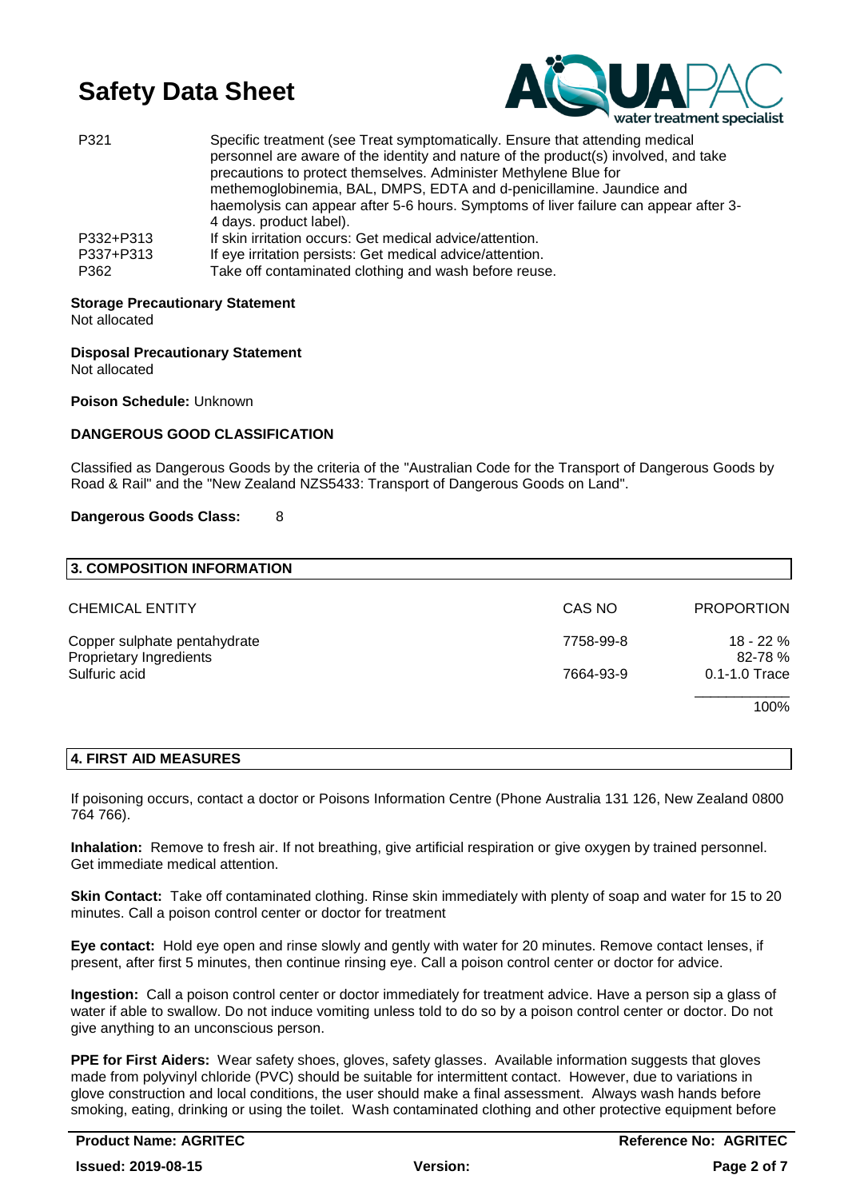| | |
|---|---|
| P321 | Specific treatment (see Treat symptomatically. Ensure that attending medical personnel are aware of the identity and nature of the product(s) involved, and take precautions to protect themselves. Administer Methylene Blue for methemoglobinemia, BAL, DMPS, EDTA and d-penicillamine. Jaundice and haemolysis can appear after 5-6 hours. Symptoms of liver failure can appear after 3-4 days. product label). |
| P332+P313 | If skin irritation occurs: Get medical advice/attention. |
| P337+P313 | If eye irritation persists: Get medical advice/attention. |
| P362 | Take off contaminated clothing and wash before reuse. |

**Storage Precautionary Statement**
Not allocated

**Disposal Precautionary Statement**
Not allocated

**Poison Schedule:** Unknown

**DANGEROUS GOOD CLASSIFICATION**

Classified as Dangerous Goods by the criteria of the "Australian Code for the Transport of Dangerous Goods by Road & Rail" and the "New Zealand NZS5433: Transport of Dangerous Goods on Land".

**Dangerous Goods Class:** 8

## 3. COMPOSITION INFORMATION

| CHEMICAL ENTITY | CAS NO | PROPORTION |
|---|---|---|
| Copper sulphate pentahydrate | 7758-99-8 | 18 - 22 % |
| Proprietary Ingredients | | 82-78 % |
| Sulfuric acid | 7664-93-9 | 0.1-1.0 Trace |
| | | 100% |

## 4. FIRST AID MEASURES

If poisoning occurs, contact a doctor or Poisons Information Centre (Phone Australia 131 126, New Zealand 0800 764 766).

**Inhalation:** Remove to fresh air. If not breathing, give artificial respiration or give oxygen by trained personnel. Get immediate medical attention.

**Skin Contact:** Take off contaminated clothing. Rinse skin immediately with plenty of soap and water for 15 to 20 minutes. Call a poison control center or doctor for treatment

**Eye contact:** Hold eye open and rinse slowly and gently with water for 20 minutes. Remove contact lenses, if present, after first 5 minutes, then continue rinsing eye. Call a poison control center or doctor for advice.

**Ingestion:** Call a poison control center or doctor immediately for treatment advice. Have a person sip a glass of water if able to swallow. Do not induce vomiting unless told to do so by a poison control center or doctor. Do not give anything to an unconscious person.

**PPE for First Aiders:** Wear safety shoes, gloves, safety glasses. Available information suggests that gloves made from polyvinyl chloride (PVC) should be suitable for intermittent contact. However, due to variations in glove construction and local conditions, the user should make a final assessment. Always wash hands before smoking, eating, drinking or using the toilet. Wash contaminated clothing and other protective equipment before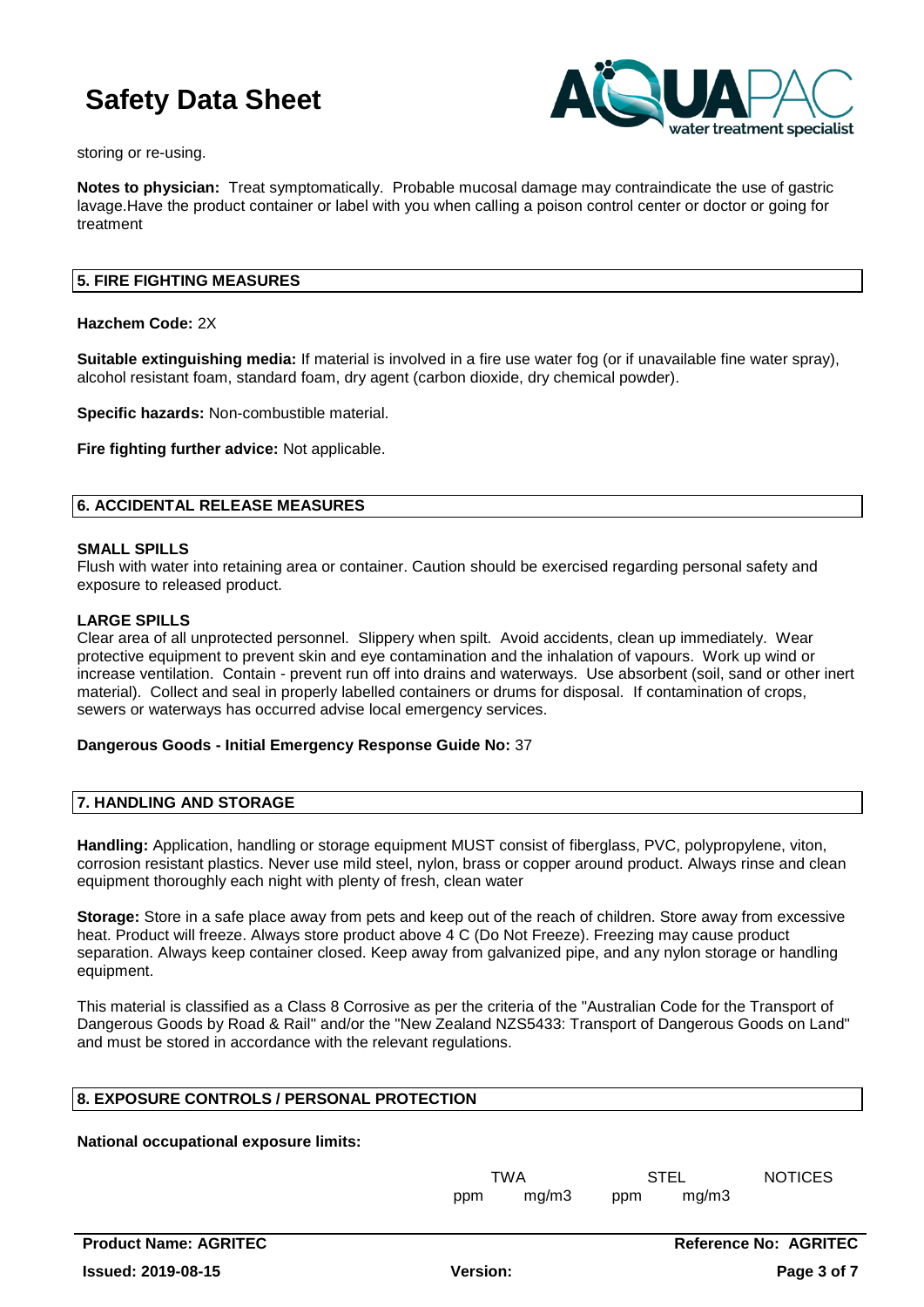storing or re-using.

**Notes to physician:** Treat symptomatically. Probable mucosal damage may contraindicate the use of gastric lavage.Have the product container or label with you when calling a poison control center or doctor or going for treatment

## 5. FIRE FIGHTING MEASURES

**Hazchem Code:** 2X

**Suitable extinguishing media:** If material is involved in a fire use water fog (or if unavailable fine water spray), alcohol resistant foam, standard foam, dry agent (carbon dioxide, dry chemical powder).

**Specific hazards:** Non-combustible material.

**Fire fighting further advice:** Not applicable.

## 6. ACCIDENTAL RELEASE MEASURES

**SMALL SPILLS**

Flush with water into retaining area or container. Caution should be exercised regarding personal safety and exposure to released product.

**LARGE SPILLS**

Clear area of all unprotected personnel. Slippery when spilt. Avoid accidents, clean up immediately. Wear protective equipment to prevent skin and eye contamination and the inhalation of vapours. Work up wind or increase ventilation. Contain - prevent run off into drains and waterways. Use absorbent (soil, sand or other inert material). Collect and seal in properly labelled containers or drums for disposal. If contamination of crops, sewers or waterways has occurred advise local emergency services.

**Dangerous Goods - Initial Emergency Response Guide No:** 37

## 7. HANDLING AND STORAGE

**Handling:** Application, handling or storage equipment MUST consist of fiberglass, PVC, polypropylene, viton, corrosion resistant plastics. Never use mild steel, nylon, brass or copper around product. Always rinse and clean equipment thoroughly each night with plenty of fresh, clean water

**Storage:** Store in a safe place away from pets and keep out of the reach of children. Store away from excessive heat. Product will freeze. Always store product above 4 C (Do Not Freeze). Freezing may cause product separation. Always keep container closed. Keep away from galvanized pipe, and any nylon storage or handling equipment.

This material is classified as a Class 8 Corrosive as per the criteria of the "Australian Code for the Transport of Dangerous Goods by Road & Rail" and/or the "New Zealand NZS5433: Transport of Dangerous Goods on Land" and must be stored in accordance with the relevant regulations.

## 8. EXPOSURE CONTROLS / PERSONAL PROTECTION

**National occupational exposure limits:**

| | TWA | | STEL | | NOTICES |
|---|---|---|---|---|---|
| | ppm | mg/m3 | ppm | mg/m3 | |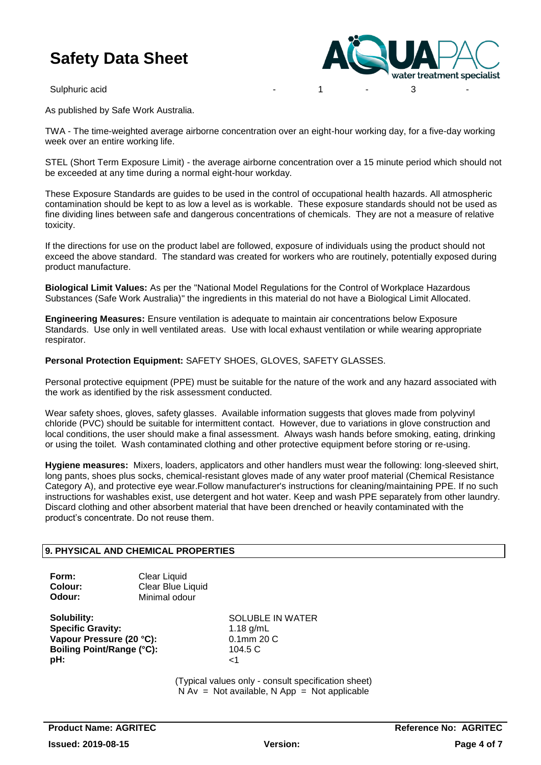| Sulphuric acid | - | 1 | - | 3 | - |
|---|---|---|---|---|---|

As published by Safe Work Australia.

TWA - The time-weighted average airborne concentration over an eight-hour working day, for a five-day working week over an entire working life.

STEL (Short Term Exposure Limit) - the average airborne concentration over a 15 minute period which should not be exceeded at any time during a normal eight-hour workday.

These Exposure Standards are guides to be used in the control of occupational health hazards. All atmospheric contamination should be kept to as low a level as is workable. These exposure standards should not be used as fine dividing lines between safe and dangerous concentrations of chemicals. They are not a measure of relative toxicity.

If the directions for use on the product label are followed, exposure of individuals using the product should not exceed the above standard. The standard was created for workers who are routinely, potentially exposed during product manufacture.

**Biological Limit Values:** As per the "National Model Regulations for the Control of Workplace Hazardous Substances (Safe Work Australia)" the ingredients in this material do not have a Biological Limit Allocated.

**Engineering Measures:** Ensure ventilation is adequate to maintain air concentrations below Exposure Standards. Use only in well ventilated areas. Use with local exhaust ventilation or while wearing appropriate respirator.

**Personal Protection Equipment:** SAFETY SHOES, GLOVES, SAFETY GLASSES.

Personal protective equipment (PPE) must be suitable for the nature of the work and any hazard associated with the work as identified by the risk assessment conducted.

Wear safety shoes, gloves, safety glasses. Available information suggests that gloves made from polyvinyl chloride (PVC) should be suitable for intermittent contact. However, due to variations in glove construction and local conditions, the user should make a final assessment. Always wash hands before smoking, eating, drinking or using the toilet. Wash contaminated clothing and other protective equipment before storing or re-using.

**Hygiene measures:** Mixers, loaders, applicators and other handlers must wear the following: long-sleeved shirt, long pants, shoes plus socks, chemical-resistant gloves made of any water proof material (Chemical Resistance Category A), and protective eye wear.Follow manufacturer's instructions for cleaning/maintaining PPE. If no such instructions for washables exist, use detergent and hot water. Keep and wash PPE separately from other laundry. Discard clothing and other absorbent material that have been drenched or heavily contaminated with the product's concentrate. Do not reuse them.

## 9. PHYSICAL AND CHEMICAL PROPERTIES

**Form:** Clear Liquid
**Colour:** Clear Blue Liquid
**Odour:** Minimal odour

**Solubility:** SOLUBLE IN WATER
**Specific Gravity:** 1.18 g/mL
**Vapour Pressure (20 °C):** 0.1mm 20 C
**Boiling Point/Range (°C):** 104.5 C
**pH:** <1

(Typical values only - consult specification sheet)
N Av = Not available, N App = Not applicable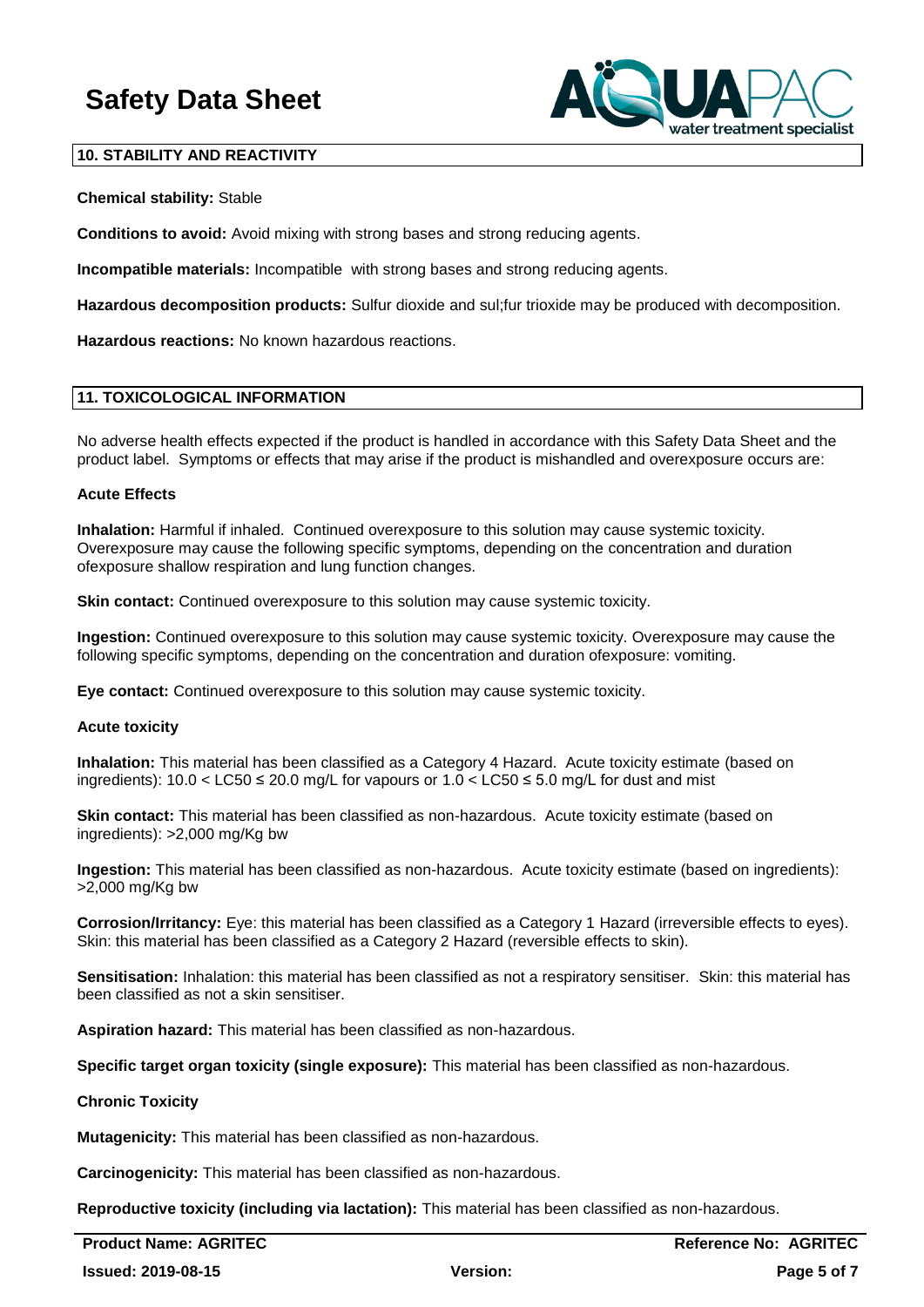## 10. STABILITY AND REACTIVITY

**Chemical stability:** Stable

**Conditions to avoid:** Avoid mixing with strong bases and strong reducing agents.

**Incompatible materials:** Incompatible with strong bases and strong reducing agents.

**Hazardous decomposition products:** Sulfur dioxide and sul;fur trioxide may be produced with decomposition.

**Hazardous reactions:** No known hazardous reactions.

## 11. TOXICOLOGICAL INFORMATION

No adverse health effects expected if the product is handled in accordance with this Safety Data Sheet and the product label. Symptoms or effects that may arise if the product is mishandled and overexposure occurs are:

**Acute Effects**

**Inhalation:** Harmful if inhaled. Continued overexposure to this solution may cause systemic toxicity. Overexposure may cause the following specific symptoms, depending on the concentration and duration ofexposure shallow respiration and lung function changes.

**Skin contact:** Continued overexposure to this solution may cause systemic toxicity.

**Ingestion:** Continued overexposure to this solution may cause systemic toxicity. Overexposure may cause the following specific symptoms, depending on the concentration and duration ofexposure: vomiting.

**Eye contact:** Continued overexposure to this solution may cause systemic toxicity.

**Acute toxicity**

**Inhalation:** This material has been classified as a Category 4 Hazard. Acute toxicity estimate (based on ingredients): $10.0 < LC50 \leq 20.0$ mg/L for vapours or $1.0 < LC50 \leq 5.0$ mg/L for dust and mist

**Skin contact:** This material has been classified as non-hazardous. Acute toxicity estimate (based on ingredients): >2,000 mg/Kg bw

**Ingestion:** This material has been classified as non-hazardous. Acute toxicity estimate (based on ingredients): >2,000 mg/Kg bw

**Corrosion/Irritancy:** Eye: this material has been classified as a Category 1 Hazard (irreversible effects to eyes). Skin: this material has been classified as a Category 2 Hazard (reversible effects to skin).

**Sensitisation:** Inhalation: this material has been classified as not a respiratory sensitiser. Skin: this material has been classified as not a skin sensitiser.

**Aspiration hazard:** This material has been classified as non-hazardous.

**Specific target organ toxicity (single exposure):** This material has been classified as non-hazardous.

**Chronic Toxicity**

**Mutagenicity:** This material has been classified as non-hazardous.

**Carcinogenicity:** This material has been classified as non-hazardous.

**Reproductive toxicity (including via lactation):** This material has been classified as non-hazardous.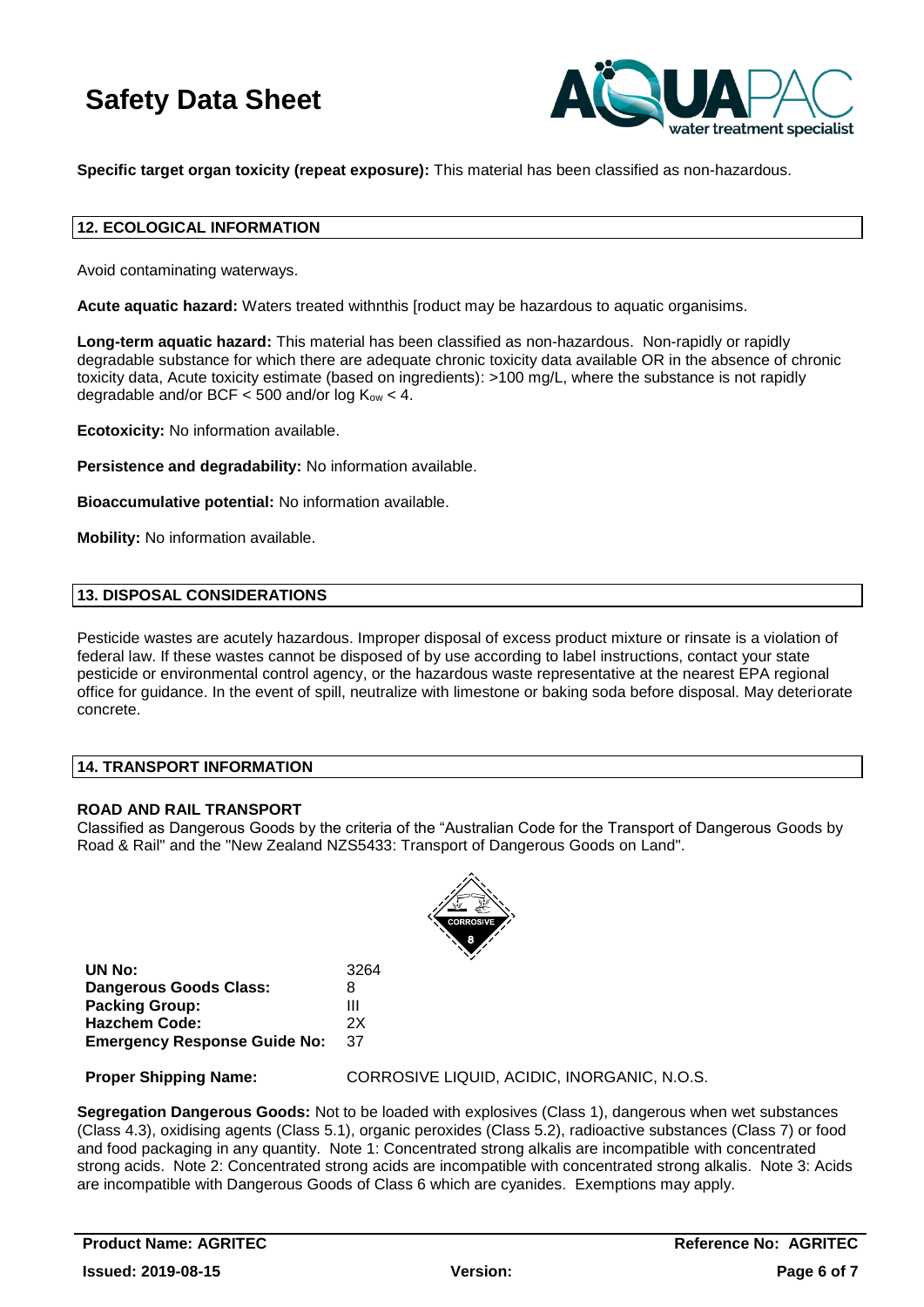**Specific target organ toxicity (repeat exposure):** This material has been classified as non-hazardous.

## 12. ECOLOGICAL INFORMATION

Avoid contaminating waterways.

**Acute aquatic hazard:** Waters treated withnthis [roduct may be hazardous to aquatic organisims.

**Long-term aquatic hazard:** This material has been classified as non-hazardous. Non-rapidly or rapidly degradable substance for which there are adequate chronic toxicity data available OR in the absence of chronic toxicity data, Acute toxicity estimate (based on ingredients): >100 mg/L, where the substance is not rapidly degradable and/or BCF < 500 and/or log $K_{ow}$ < 4.

**Ecotoxicity:** No information available.

**Persistence and degradability:** No information available.

**Bioaccumulative potential:** No information available.

**Mobility:** No information available.

## 13. DISPOSAL CONSIDERATIONS

Pesticide wastes are acutely hazardous. Improper disposal of excess product mixture or rinsate is a violation of federal law. If these wastes cannot be disposed of by use according to label instructions, contact your state pesticide or environmental control agency, or the hazardous waste representative at the nearest EPA regional office for guidance. In the event of spill, neutralize with limestone or baking soda before disposal. May deteriorate concrete.

## 14. TRANSPORT INFORMATION

**ROAD AND RAIL TRANSPORT**
Classified as Dangerous Goods by the criteria of the "Australian Code for the Transport of Dangerous Goods by Road & Rail" and the "New Zealand NZS5433: Transport of Dangerous Goods on Land".

CORROSIVE 8

**UN No:** 3264
**Dangerous Goods Class:** 8
**Packing Group:** III
**Hazchem Code:** 2X
**Emergency Response Guide No:** 37

**Proper Shipping Name:** CORROSIVE LIQUID, ACIDIC, INORGANIC, N.O.S.

**Segregation Dangerous Goods:** Not to be loaded with explosives (Class 1), dangerous when wet substances (Class 4.3), oxidising agents (Class 5.1), organic peroxides (Class 5.2), radioactive substances (Class 7) or food and food packaging in any quantity. Note 1: Concentrated strong alkalis are incompatible with concentrated strong acids. Note 2: Concentrated strong acids are incompatible with concentrated strong alkalis. Note 3: Acids are incompatible with Dangerous Goods of Class 6 which are cyanides. Exemptions may apply.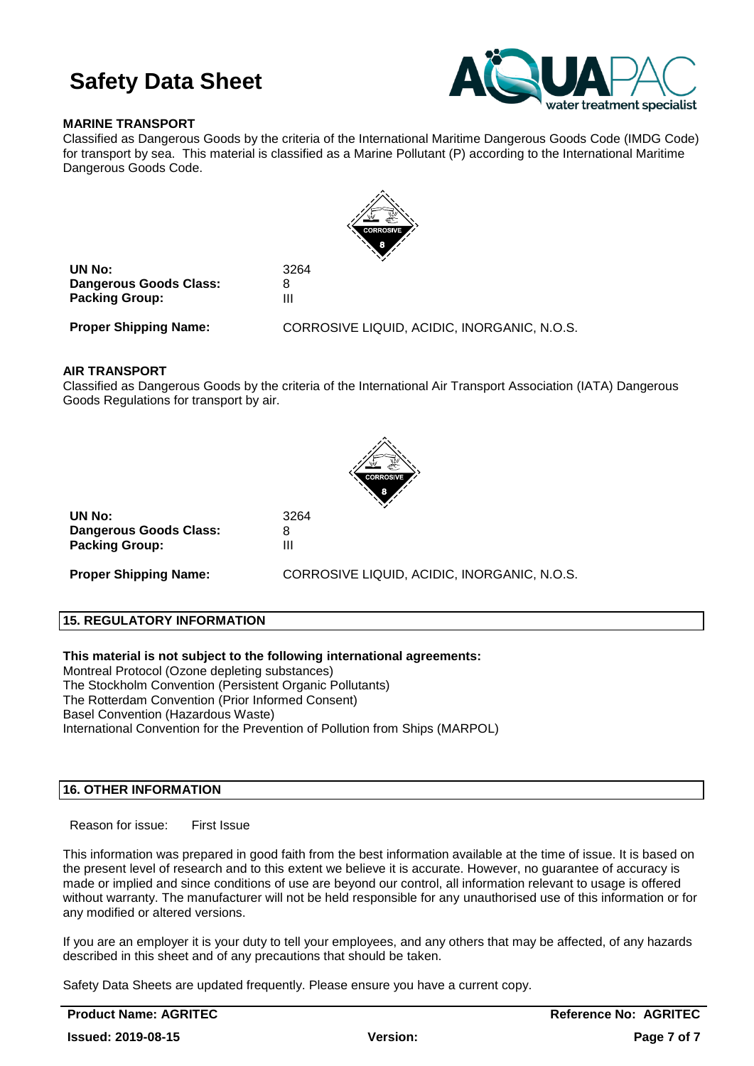**MARINE TRANSPORT**

Classified as Dangerous Goods by the criteria of the International Maritime Dangerous Goods Code (IMDG Code) for transport by sea. This material is classified as a Marine Pollutant (P) according to the International Maritime Dangerous Goods Code.

| | |
|---|---|
| **UN No:** | 3264 |
| **Dangerous Goods Class:** | 8 |
| **Packing Group:** | III |
| **Proper Shipping Name:** | CORROSIVE LIQUID, ACIDIC, INORGANIC, N.O.S. |

**AIR TRANSPORT**

Classified as Dangerous Goods by the criteria of the International Air Transport Association (IATA) Dangerous Goods Regulations for transport by air.

| | |
|---|---|
| **UN No:** | 3264 |
| **Dangerous Goods Class:** | 8 |
| **Packing Group:** | III |
| **Proper Shipping Name:** | CORROSIVE LIQUID, ACIDIC, INORGANIC, N.O.S. |

## 15. REGULATORY INFORMATION

**This material is not subject to the following international agreements:**

Montreal Protocol (Ozone depleting substances)
The Stockholm Convention (Persistent Organic Pollutants)
The Rotterdam Convention (Prior Informed Consent)
Basel Convention (Hazardous Waste)
International Convention for the Prevention of Pollution from Ships (MARPOL)

## 16. OTHER INFORMATION

Reason for issue: First Issue

This information was prepared in good faith from the best information available at the time of issue. It is based on the present level of research and to this extent we believe it is accurate. However, no guarantee of accuracy is made or implied and since conditions of use are beyond our control, all information relevant to usage is offered without warranty. The manufacturer will not be held responsible for any unauthorised use of this information or for any modified or altered versions.

If you are an employer it is your duty to tell your employees, and any others that may be affected, of any hazards described in this sheet and of any precautions that should be taken.

Safety Data Sheets are updated frequently. Please ensure you have a current copy.